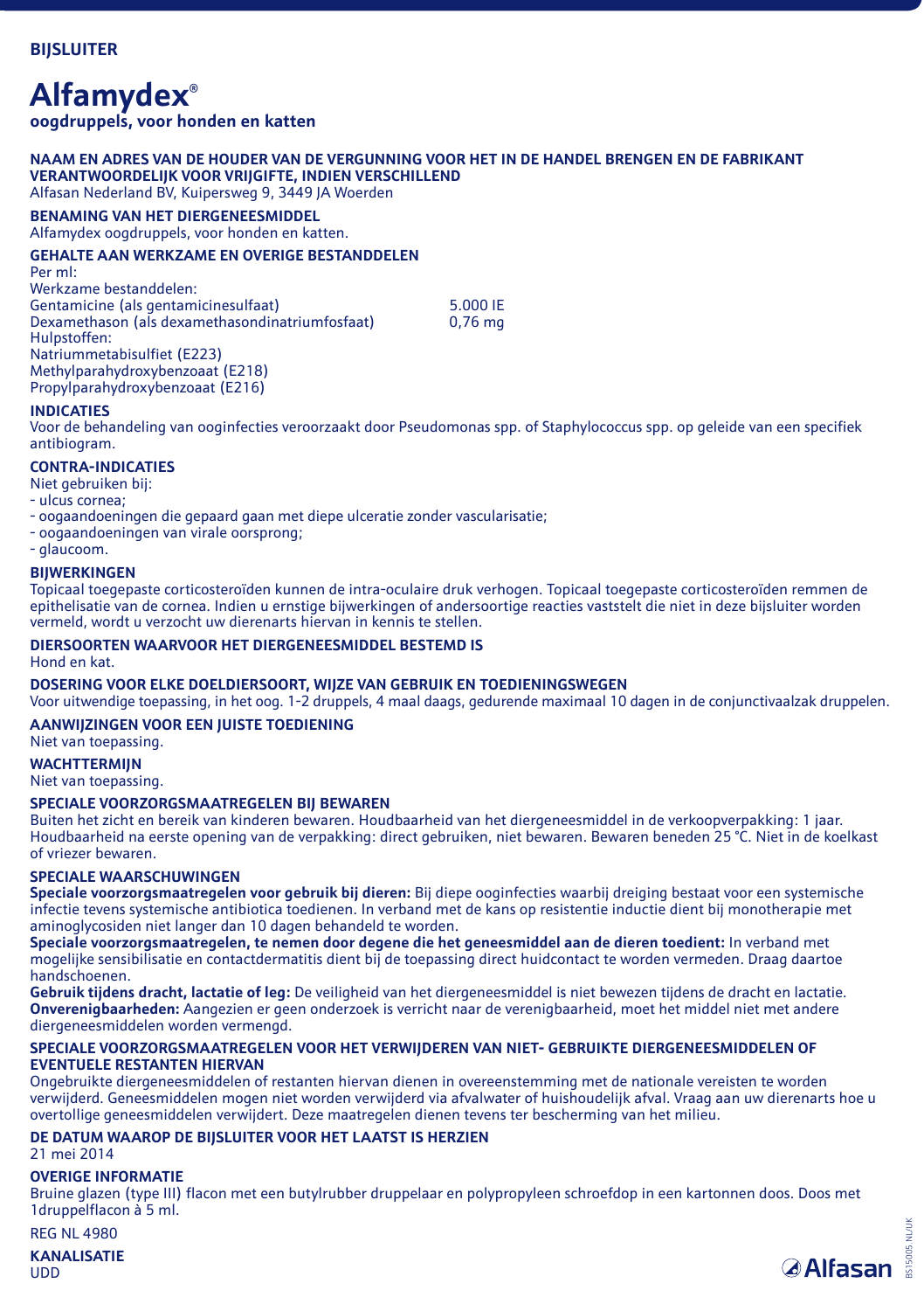**BIJSLUITER**

# Alfamydex®

**oogdruppels, voor honden en katten**

## NAAM EN ADRES VAN DE HOUDER VAN DE VERGUNNING VOOR HET IN DE HANDEL BRENGEN EN DE FABRIKANT VERANTWOORDELIJK VOOR VRIJGIFTE, INDIEN VERSCHILLEND

Alfasan Nederland BV, Kuipersweg 9, 3449 JA Woerden

## BENAMING VAN HET DIERGENEESMIDDEL

Alfamydex oogdruppels, voor honden en katten.

## GEHALTE AAN WERKZAME EN OVERIGE BESTANDDELEN

Per ml:

Werkzame bestanddelen:

| | |
|---|---|
| Gentamicine (als gentamicinesulfaat) | 5.000 IE |
| Dexamethason (als dexamethasondinatriumfosfaat) | 0,76 mg |

Hulpstoffen:

Natriummetabisulfiet (E223)
Methylparahydroxybenzoaat (E218)
Propylparahydroxybenzoaat (E216)

## INDICATIES

Voor de behandeling van ooginfecties veroorzaakt door Pseudomonas spp. of Staphylococcus spp. op geleide van een specifiek antibiogram.

## CONTRA-INDICATIES

Niet gebruiken bij:

- ulcus cornea;
- oogaandoeningen die gepaard gaan met diepe ulceratie zonder vascularisatie;
- oogaandoeningen van virale oorsprong;
- glaucoom.

## BIJWERKINGEN

Topicaal toegepaste corticosteroïden kunnen de intra-oculaire druk verhogen. Topicaal toegepaste corticosteroïden remmen de epithelisatie van de cornea. Indien u ernstige bijwerkingen of andersoortige reacties vaststelt die niet in deze bijsluiter worden vermeld, wordt u verzocht uw dierenarts hiervan in kennis te stellen.

## DIERSOORTEN WAARVOOR HET DIERGENEESMIDDEL BESTEMD IS

Hond en kat.

## DOSERING VOOR ELKE DOELDIERSOORT, WIJZE VAN GEBRUIK EN TOEDIENINGSWEGEN

Voor uitwendige toepassing, in het oog. 1-2 druppels, 4 maal daags, gedurende maximaal 10 dagen in de conjunctivaalzak druppelen.

## AANWIJZINGEN VOOR EEN JUISTE TOEDIENING

Niet van toepassing.

## WACHTTERMIJN

Niet van toepassing.

## SPECIALE VOORZORGSMAATREGELEN BIJ BEWAREN

Buiten het zicht en bereik van kinderen bewaren. Houdbaarheid van het diergeneesmiddel in de verkoopverpakking: 1 jaar. Houdbaarheid na eerste opening van de verpakking: direct gebruiken, niet bewaren. Bewaren beneden 25 °C. Niet in de koelkast of vriezer bewaren.

## SPECIALE WAARSCHUWINGEN

**Speciale voorzorgsmaatregelen voor gebruik bij dieren:** Bij diepe ooginfecties waarbij dreiging bestaat voor een systemische infectie tevens systemische antibiotica toedienen. In verband met de kans op resistentie inductie dient bij monotherapie met aminoglycosiden niet langer dan 10 dagen behandeld te worden.

**Speciale voorzorgsmaatregelen, te nemen door degene die het geneesmiddel aan de dieren toedient:** In verband met mogelijke sensibilisatie en contactdermatitis dient bij de toepassing direct huidcontact te worden vermeden. Draag daartoe handschoenen.

**Gebruik tijdens dracht, lactatie of leg:** De veiligheid van het diergeneesmiddel is niet bewezen tijdens de dracht en lactatie.

**Onverenigbaarheden:** Aangezien er geen onderzoek is verricht naar de verenigbaarheid, moet het middel niet met andere diergeneesmiddelen worden vermengd.

## SPECIALE VOORZORGSMAATREGELEN VOOR HET VERWIJDEREN VAN NIET- GEBRUIKTE DIERGENEESMIDDELEN OF EVENTUELE RESTANTEN HIERVAN

Ongebruikte diergeneesmiddelen of restanten hiervan dienen in overeenstemming met de nationale vereisten te worden verwijderd. Geneesmiddelen mogen niet worden verwijderd via afvalwater of huishoudelijk afval. Vraag aan uw dierenarts hoe u overtollige geneesmiddelen verwijdert. Deze maatregelen dienen tevens ter bescherming van het milieu.

## DE DATUM WAAROP DE BIJSLUITER VOOR HET LAATST IS HERZIEN

21 mei 2014

## OVERIGE INFORMATIE

Bruine glazen (type III) flacon met een butylrubber druppelaar en polypropyleen schroefdop in een kartonnen doos. Doos met 1druppelflacon à 5 ml.

REG NL 4980

## KANALISATIE

UDD

Alfasan

BS15005 NL/UK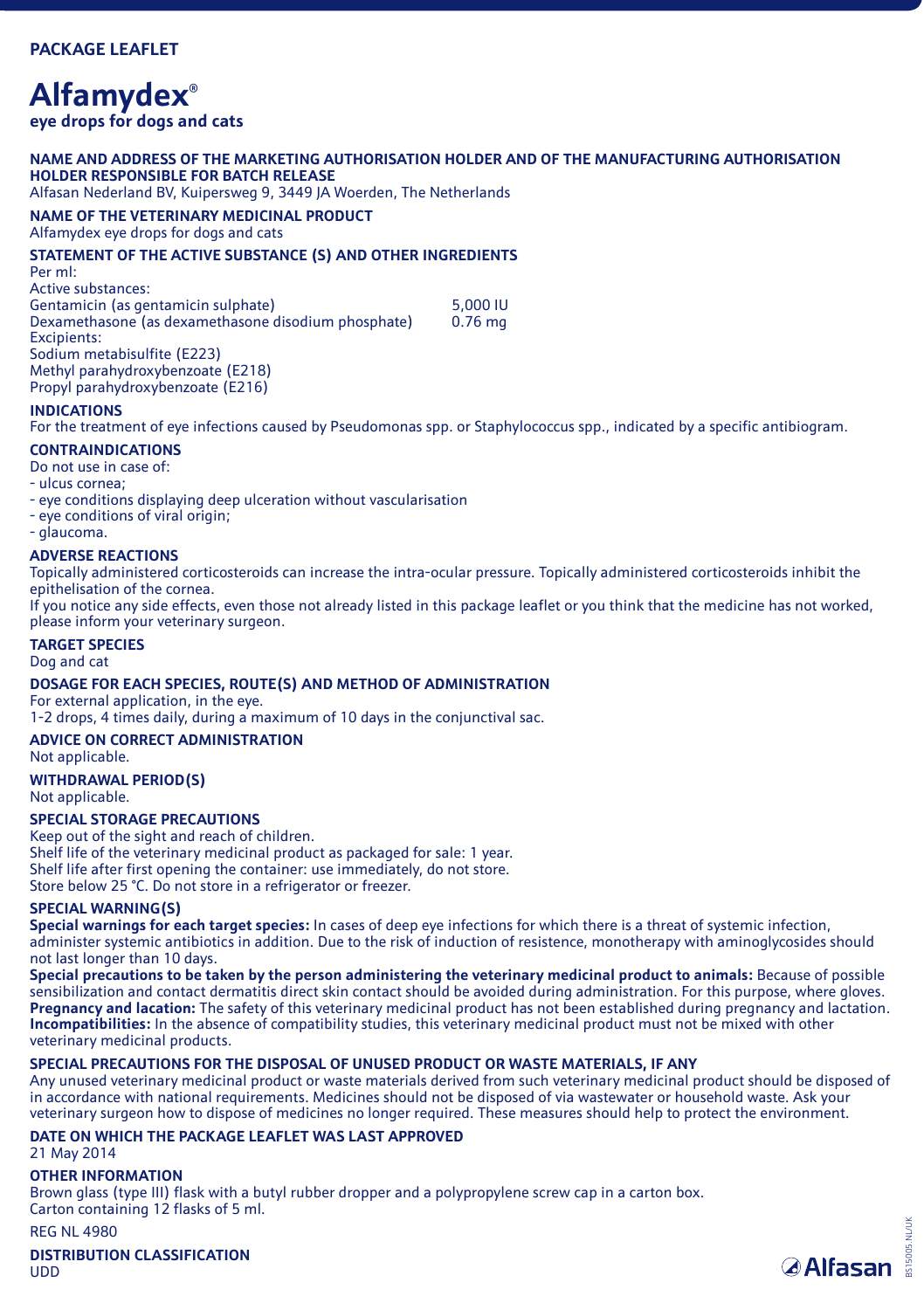**PACKAGE LEAFLET**

# Alfamydex®

**eye drops for dogs and cats**

## NAME AND ADDRESS OF THE MARKETING AUTHORISATION HOLDER AND OF THE MANUFACTURING AUTHORISATION HOLDER RESPONSIBLE FOR BATCH RELEASE

Alfasan Nederland BV, Kuipersweg 9, 3449 JA Woerden, The Netherlands

## NAME OF THE VETERINARY MEDICINAL PRODUCT

Alfamydex eye drops for dogs and cats

## STATEMENT OF THE ACTIVE SUBSTANCE (S) AND OTHER INGREDIENTS

Per ml:

Active substances:

| | |
|---|---|
| Gentamicin (as gentamicin sulphate) | 5,000 IU |
| Dexamethasone (as dexamethasone disodium phosphate) | 0.76 mg |

Excipients:

Sodium metabisulfite (E223)

Methyl parahydroxybenzoate (E218)

Propyl parahydroxybenzoate (E216)

## INDICATIONS

For the treatment of eye infections caused by Pseudomonas spp. or Staphylococcus spp., indicated by a specific antibiogram.

## CONTRAINDICATIONS

Do not use in case of:

- ulcus cornea;
- eye conditions displaying deep ulceration without vascularisation
- eye conditions of viral origin;
- glaucoma.

## ADVERSE REACTIONS

Topically administered corticosteroids can increase the intra-ocular pressure. Topically administered corticosteroids inhibit the epithelisation of the cornea.

If you notice any side effects, even those not already listed in this package leaflet or you think that the medicine has not worked, please inform your veterinary surgeon.

## TARGET SPECIES

Dog and cat

## DOSAGE FOR EACH SPECIES, ROUTE(S) AND METHOD OF ADMINISTRATION

For external application, in the eye.

1-2 drops, 4 times daily, during a maximum of 10 days in the conjunctival sac.

## ADVICE ON CORRECT ADMINISTRATION

Not applicable.

## WITHDRAWAL PERIOD(S)

Not applicable.

## SPECIAL STORAGE PRECAUTIONS

Keep out of the sight and reach of children.

Shelf life of the veterinary medicinal product as packaged for sale: 1 year.

Shelf life after first opening the container: use immediately, do not store.

Store below 25 °C. Do not store in a refrigerator or freezer.

## SPECIAL WARNING(S)

**Special warnings for each target species:** In cases of deep eye infections for which there is a threat of systemic infection, administer systemic antibiotics in addition. Due to the risk of induction of resistence, monotherapy with aminoglycosides should not last longer than 10 days.

**Special precautions to be taken by the person administering the veterinary medicinal product to animals:** Because of possible sensibilization and contact dermatitis direct skin contact should be avoided during administration. For this purpose, where gloves.

**Pregnancy and lacation:** The safety of this veterinary medicinal product has not been established during pregnancy and lactation.

**Incompatibilities:** In the absence of compatibility studies, this veterinary medicinal product must not be mixed with other veterinary medicinal products.

## SPECIAL PRECAUTIONS FOR THE DISPOSAL OF UNUSED PRODUCT OR WASTE MATERIALS, IF ANY

Any unused veterinary medicinal product or waste materials derived from such veterinary medicinal product should be disposed of in accordance with national requirements. Medicines should not be disposed of via wastewater or household waste. Ask your veterinary surgeon how to dispose of medicines no longer required. These measures should help to protect the environment.

## DATE ON WHICH THE PACKAGE LEAFLET WAS LAST APPROVED

21 May 2014

## OTHER INFORMATION

Brown glass (type III) flask with a butyl rubber dropper and a polypropylene screw cap in a carton box.

Carton containing 12 flasks of 5 ml.

REG NL 4980

## DISTRIBUTION CLASSIFICATION

UDD

Alfasan

BS15005.NL/UK